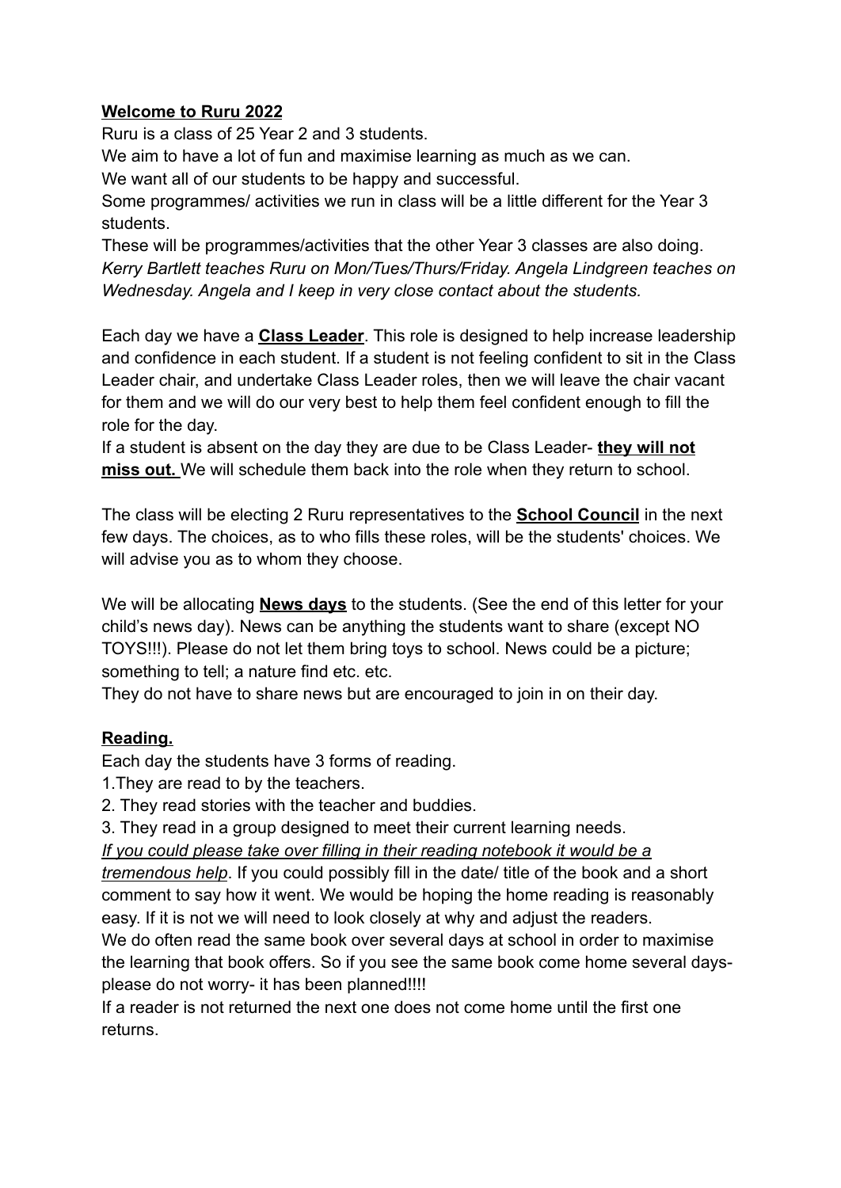## **Welcome to Ruru 2022**

Ruru is a class of 25 Year 2 and 3 students.
We aim to have a lot of fun and maximise learning as much as we can.
We want all of our students to be happy and successful.
Some programmes/ activities we run in class will be a little different for the Year 3 students.
These will be programmes/activities that the other Year 3 classes are also doing.
*Kerry Bartlett teaches Ruru on Mon/Tues/Thurs/Friday. Angela Lindgreen teaches on Wednesday. Angela and I keep in very close contact about the students.*

Each day we have a **Class Leader**. This role is designed to help increase leadership and confidence in each student. If a student is not feeling confident to sit in the Class Leader chair, and undertake Class Leader roles, then we will leave the chair vacant for them and we will do our very best to help them feel confident enough to fill the role for the day.
If a student is absent on the day they are due to be Class Leader- **they will not miss out.** We will schedule them back into the role when they return to school.

The class will be electing 2 Ruru representatives to the **School Council** in the next few days. The choices, as to who fills these roles, will be the students' choices. We will advise you as to whom they choose.

We will be allocating **News days** to the students. (See the end of this letter for your child's news day). News can be anything the students want to share (except NO TOYS!!!). Please do not let them bring toys to school. News could be a picture; something to tell; a nature find etc. etc.
They do not have to share news but are encouraged to join in on their day.

### **Reading.**

Each day the students have 3 forms of reading.

1. They are read to by the teachers.
2. They read stories with the teacher and buddies.
3. They read in a group designed to meet their current learning needs.

*If you could please take over filling in their reading notebook it would be a tremendous help*. If you could possibly fill in the date/ title of the book and a short comment to say how it went. We would be hoping the home reading is reasonably easy. If it is not we will need to look closely at why and adjust the readers.
We do often read the same book over several days at school in order to maximise the learning that book offers. So if you see the same book come home several days- please do not worry- it has been planned!!!!
If a reader is not returned the next one does not come home until the first one returns.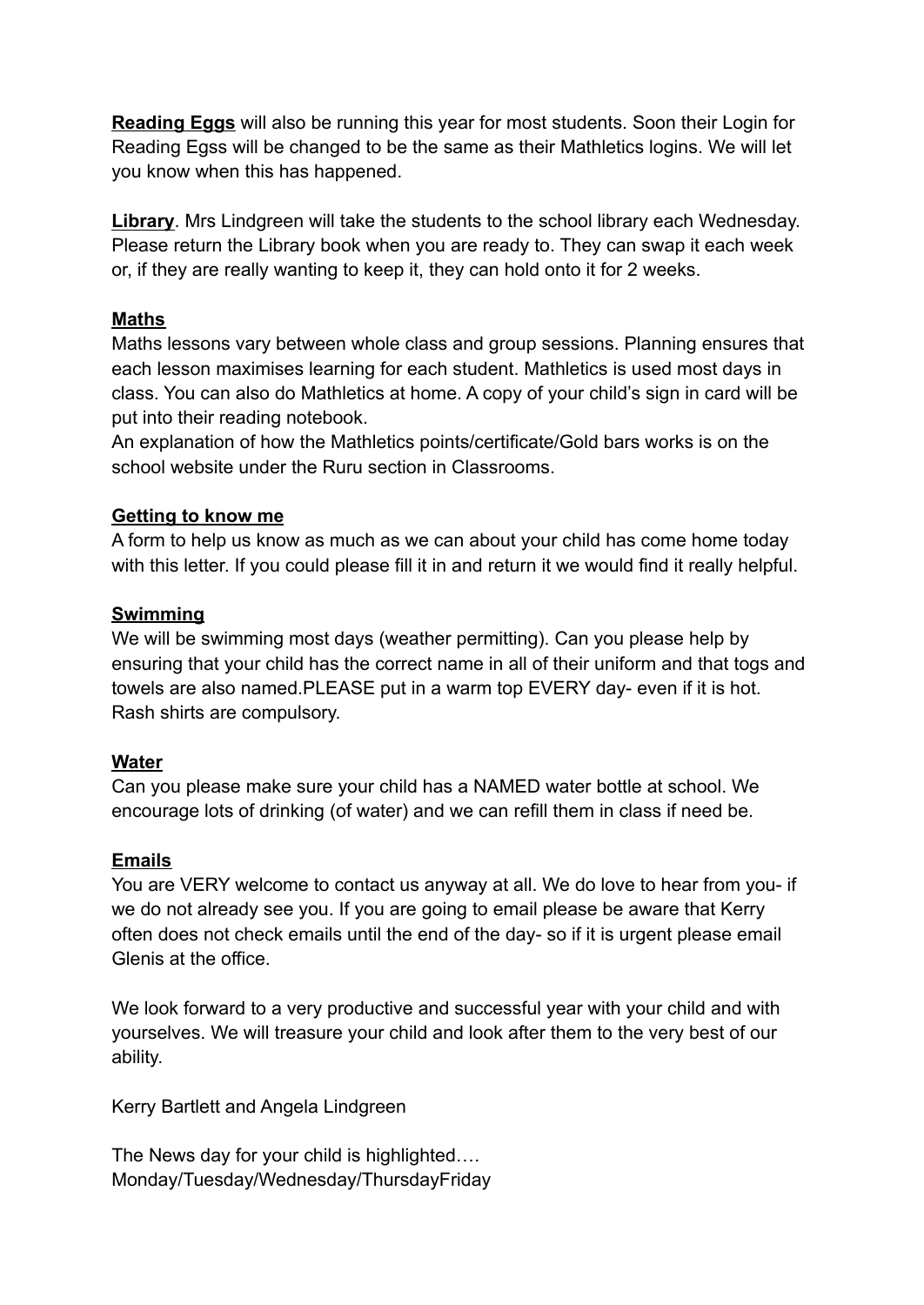**Reading Eggs** will also be running this year for most students. Soon their Login for Reading Egss will be changed to be the same as their Mathletics logins. We will let you know when this has happened.

**Library**. Mrs Lindgreen will take the students to the school library each Wednesday. Please return the Library book when you are ready to. They can swap it each week or, if they are really wanting to keep it, they can hold onto it for 2 weeks.

**Maths**

Maths lessons vary between whole class and group sessions. Planning ensures that each lesson maximises learning for each student. Mathletics is used most days in class. You can also do Mathletics at home. A copy of your child's sign in card will be put into their reading notebook.

An explanation of how the Mathletics points/certificate/Gold bars works is on the school website under the Ruru section in Classrooms.

**Getting to know me**

A form to help us know as much as we can about your child has come home today with this letter. If you could please fill it in and return it we would find it really helpful.

**Swimming**

We will be swimming most days (weather permitting). Can you please help by ensuring that your child has the correct name in all of their uniform and that togs and towels are also named.PLEASE put in a warm top EVERY day- even if it is hot. Rash shirts are compulsory.

**Water**

Can you please make sure your child has a NAMED water bottle at school. We encourage lots of drinking (of water) and we can refill them in class if need be.

**Emails**

You are VERY welcome to contact us anyway at all. We do love to hear from you- if we do not already see you. If you are going to email please be aware that Kerry often does not check emails until the end of the day- so if it is urgent please email Glenis at the office.

We look forward to a very productive and successful year with your child and with yourselves. We will treasure your child and look after them to the very best of our ability.

Kerry Bartlett and Angela Lindgreen

The News day for your child is highlighted….
Monday/Tuesday/Wednesday/ThursdayFriday